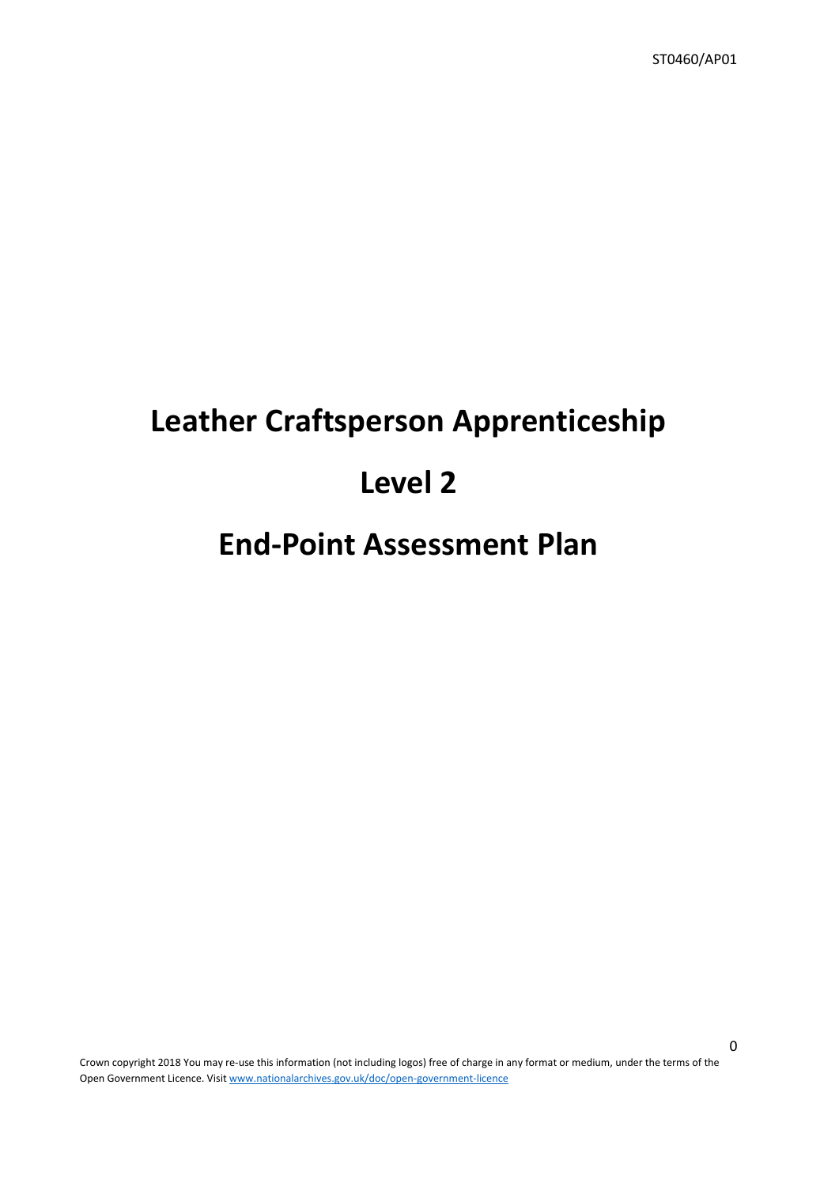ST0460/AP01

# Leather Craftsperson Apprenticeship

# Level 2

# End-Point Assessment Plan

Crown copyright 2018 You may re-use this information (not including logos) free of charge in any format or medium, under the terms of the Open Government Licence. Visit www.nationalarchives.gov.uk/doc/open-government-licence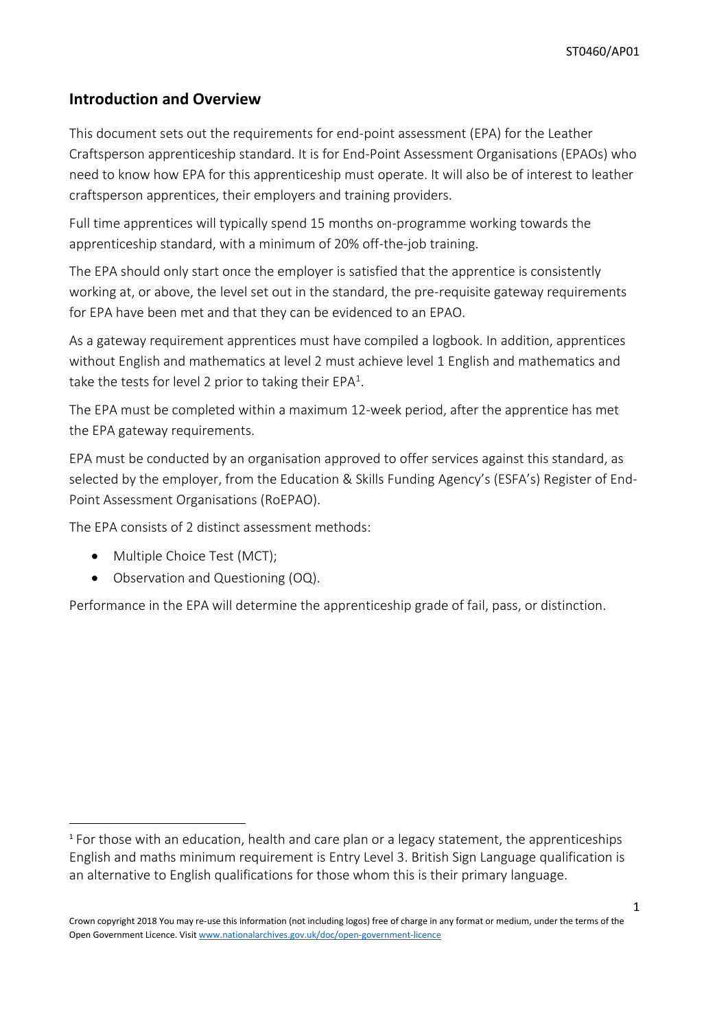## Introduction and Overview

This document sets out the requirements for end-point assessment (EPA) for the Leather Craftsperson apprenticeship standard. It is for End-Point Assessment Organisations (EPAOs) who need to know how EPA for this apprenticeship must operate. It will also be of interest to leather craftsperson apprentices, their employers and training providers.

Full time apprentices will typically spend 15 months on-programme working towards the apprenticeship standard, with a minimum of 20% off-the-job training.

The EPA should only start once the employer is satisfied that the apprentice is consistently working at, or above, the level set out in the standard, the pre-requisite gateway requirements for EPA have been met and that they can be evidenced to an EPAO.

As a gateway requirement apprentices must have compiled a logbook. In addition, apprentices without English and mathematics at level 2 must achieve level 1 English and mathematics and take the tests for level 2 prior to taking their EPA[1].

The EPA must be completed within a maximum 12-week period, after the apprentice has met the EPA gateway requirements.

EPA must be conducted by an organisation approved to offer services against this standard, as selected by the employer, from the Education & Skills Funding Agency's (ESFA's) Register of End-Point Assessment Organisations (RoEPAO).

The EPA consists of 2 distinct assessment methods:

- Multiple Choice Test (MCT);
- Observation and Questioning (OQ).

Performance in the EPA will determine the apprenticeship grade of fail, pass, or distinction.

[1] For those with an education, health and care plan or a legacy statement, the apprenticeships English and maths minimum requirement is Entry Level 3. British Sign Language qualification is an alternative to English qualifications for those whom this is their primary language.

Crown copyright 2018 You may re-use this information (not including logos) free of charge in any format or medium, under the terms of the Open Government Licence. Visit www.nationalarchives.gov.uk/doc/open-government-licence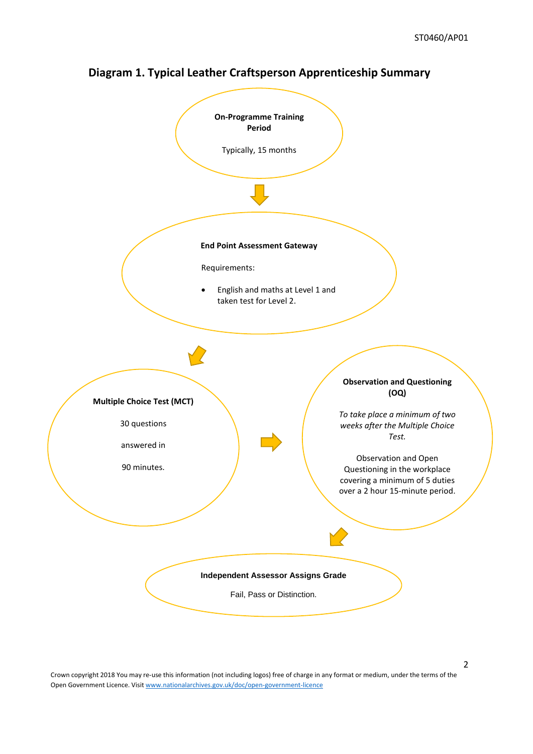## Diagram 1. Typical Leather Craftsperson Apprenticeship Summary

**On-Programme Training Period**

Typically, 15 months

**End Point Assessment Gateway**

Requirements:

- English and maths at Level 1 and taken test for Level 2.

**Multiple Choice Test (MCT)**

30 questions

answered in

90 minutes.

**Observation and Questioning (OQ)**

*To take place a minimum of two weeks after the Multiple Choice Test.*

Observation and Open Questioning in the workplace covering a minimum of 5 duties over a 2 hour 15-minute period.

**Independent Assessor Assigns Grade**

Fail, Pass or Distinction.

Crown copyright 2018 You may re-use this information (not including logos) free of charge in any format or medium, under the terms of the Open Government Licence. Visit www.nationalarchives.gov.uk/doc/open-government-licence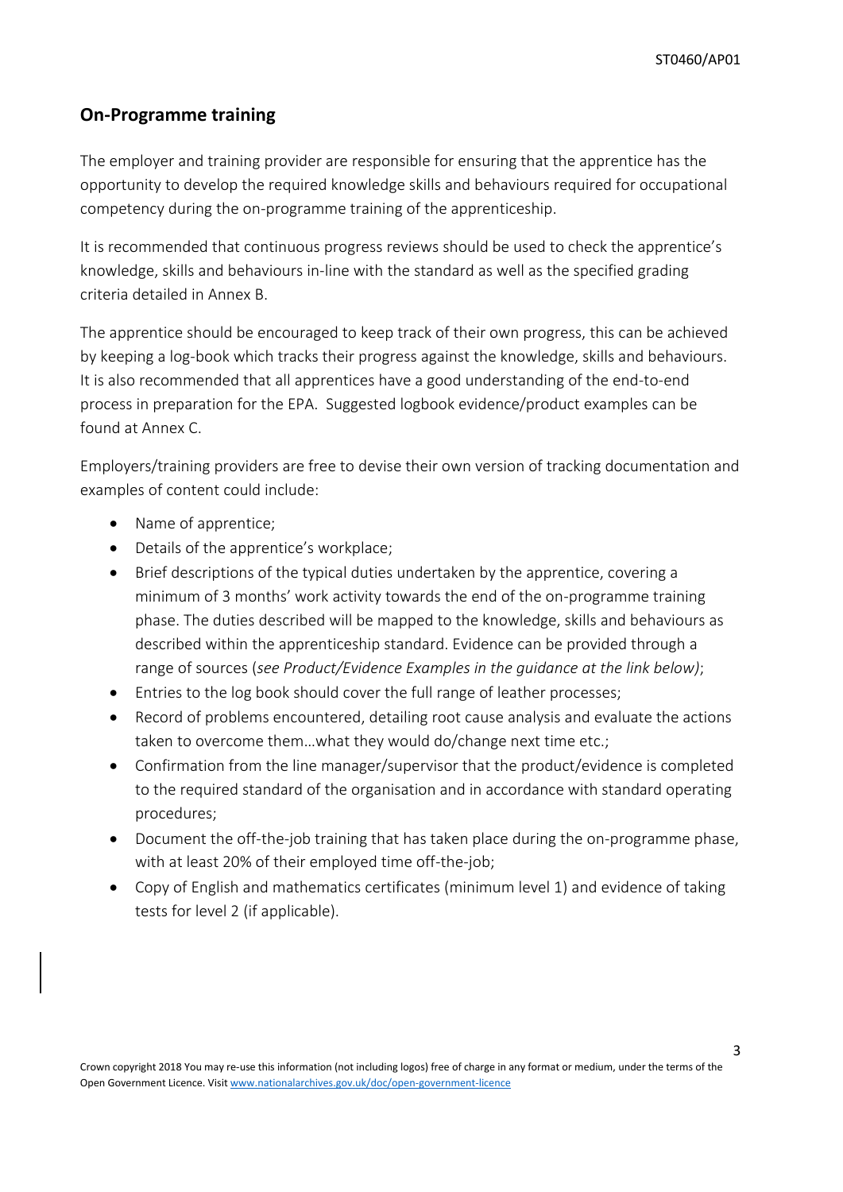## On-Programme training

The employer and training provider are responsible for ensuring that the apprentice has the opportunity to develop the required knowledge skills and behaviours required for occupational competency during the on-programme training of the apprenticeship.

It is recommended that continuous progress reviews should be used to check the apprentice's knowledge, skills and behaviours in-line with the standard as well as the specified grading criteria detailed in Annex B.

The apprentice should be encouraged to keep track of their own progress, this can be achieved by keeping a log-book which tracks their progress against the knowledge, skills and behaviours. It is also recommended that all apprentices have a good understanding of the end-to-end process in preparation for the EPA. Suggested logbook evidence/product examples can be found at Annex C.

Employers/training providers are free to devise their own version of tracking documentation and examples of content could include:

- Name of apprentice;
- Details of the apprentice's workplace;
- Brief descriptions of the typical duties undertaken by the apprentice, covering a minimum of 3 months' work activity towards the end of the on-programme training phase. The duties described will be mapped to the knowledge, skills and behaviours as described within the apprenticeship standard. Evidence can be provided through a range of sources (*see Product/Evidence Examples in the guidance at the link below)*;
- Entries to the log book should cover the full range of leather processes;
- Record of problems encountered, detailing root cause analysis and evaluate the actions taken to overcome them…what they would do/change next time etc.;
- Confirmation from the line manager/supervisor that the product/evidence is completed to the required standard of the organisation and in accordance with standard operating procedures;
- Document the off-the-job training that has taken place during the on-programme phase, with at least 20% of their employed time off-the-job;
- Copy of English and mathematics certificates (minimum level 1) and evidence of taking tests for level 2 (if applicable).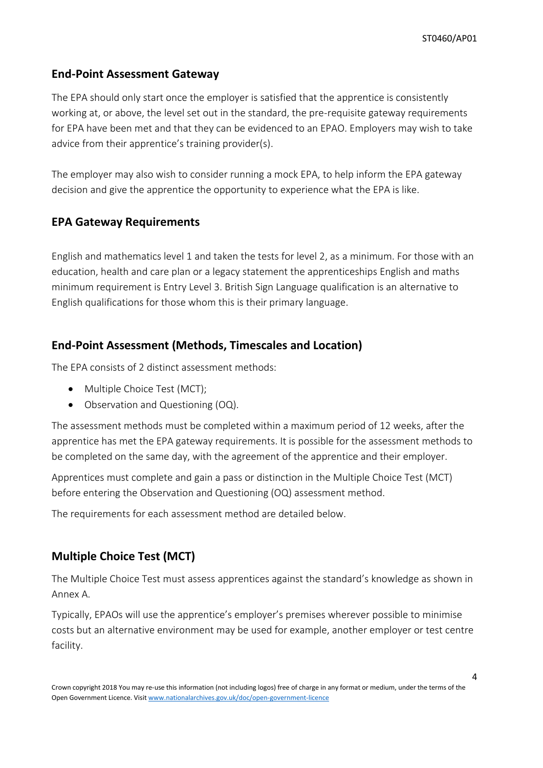## End-Point Assessment Gateway

The EPA should only start once the employer is satisfied that the apprentice is consistently working at, or above, the level set out in the standard, the pre-requisite gateway requirements for EPA have been met and that they can be evidenced to an EPAO. Employers may wish to take advice from their apprentice's training provider(s).

The employer may also wish to consider running a mock EPA, to help inform the EPA gateway decision and give the apprentice the opportunity to experience what the EPA is like.

## EPA Gateway Requirements

English and mathematics level 1 and taken the tests for level 2, as a minimum. For those with an education, health and care plan or a legacy statement the apprenticeships English and maths minimum requirement is Entry Level 3. British Sign Language qualification is an alternative to English qualifications for those whom this is their primary language.

## End-Point Assessment (Methods, Timescales and Location)

The EPA consists of 2 distinct assessment methods:

- Multiple Choice Test (MCT);
- Observation and Questioning (OQ).

The assessment methods must be completed within a maximum period of 12 weeks, after the apprentice has met the EPA gateway requirements. It is possible for the assessment methods to be completed on the same day, with the agreement of the apprentice and their employer.

Apprentices must complete and gain a pass or distinction in the Multiple Choice Test (MCT) before entering the Observation and Questioning (OQ) assessment method.

The requirements for each assessment method are detailed below.

## Multiple Choice Test (MCT)

The Multiple Choice Test must assess apprentices against the standard's knowledge as shown in Annex A.

Typically, EPAOs will use the apprentice's employer's premises wherever possible to minimise costs but an alternative environment may be used for example, another employer or test centre facility.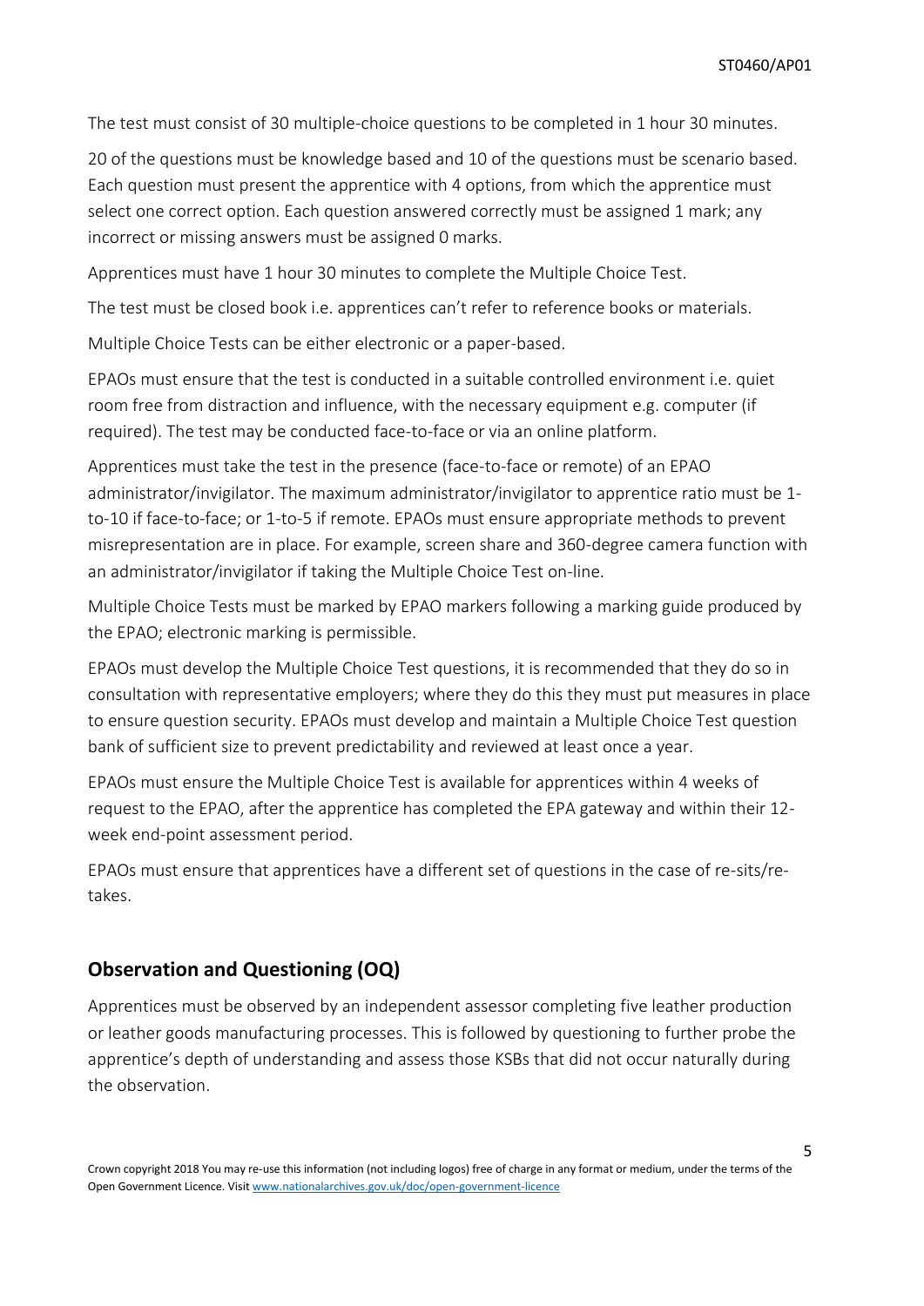The test must consist of 30 multiple-choice questions to be completed in 1 hour 30 minutes.

20 of the questions must be knowledge based and 10 of the questions must be scenario based. Each question must present the apprentice with 4 options, from which the apprentice must select one correct option. Each question answered correctly must be assigned 1 mark; any incorrect or missing answers must be assigned 0 marks.

Apprentices must have 1 hour 30 minutes to complete the Multiple Choice Test.

The test must be closed book i.e. apprentices can't refer to reference books or materials.

Multiple Choice Tests can be either electronic or a paper-based.

EPAOs must ensure that the test is conducted in a suitable controlled environment i.e. quiet room free from distraction and influence, with the necessary equipment e.g. computer (if required). The test may be conducted face-to-face or via an online platform.

Apprentices must take the test in the presence (face-to-face or remote) of an EPAO administrator/invigilator. The maximum administrator/invigilator to apprentice ratio must be 1-to-10 if face-to-face; or 1-to-5 if remote. EPAOs must ensure appropriate methods to prevent misrepresentation are in place. For example, screen share and 360-degree camera function with an administrator/invigilator if taking the Multiple Choice Test on-line.

Multiple Choice Tests must be marked by EPAO markers following a marking guide produced by the EPAO; electronic marking is permissible.

EPAOs must develop the Multiple Choice Test questions, it is recommended that they do so in consultation with representative employers; where they do this they must put measures in place to ensure question security. EPAOs must develop and maintain a Multiple Choice Test question bank of sufficient size to prevent predictability and reviewed at least once a year.

EPAOs must ensure the Multiple Choice Test is available for apprentices within 4 weeks of request to the EPAO, after the apprentice has completed the EPA gateway and within their 12-week end-point assessment period.

EPAOs must ensure that apprentices have a different set of questions in the case of re-sits/re-takes.

## Observation and Questioning (OQ)

Apprentices must be observed by an independent assessor completing five leather production or leather goods manufacturing processes. This is followed by questioning to further probe the apprentice's depth of understanding and assess those KSBs that did not occur naturally during the observation.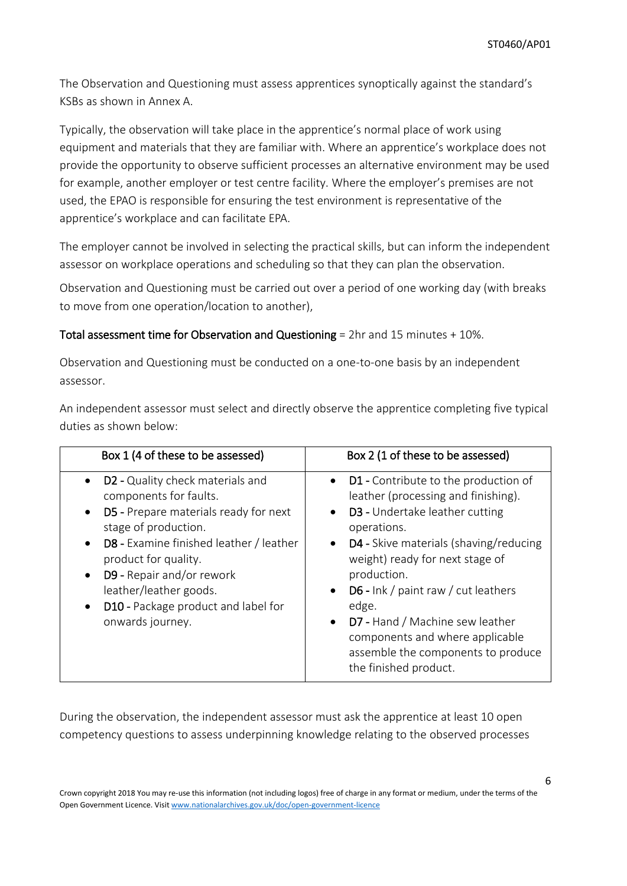The Observation and Questioning must assess apprentices synoptically against the standard's KSBs as shown in Annex A.

Typically, the observation will take place in the apprentice's normal place of work using equipment and materials that they are familiar with. Where an apprentice's workplace does not provide the opportunity to observe sufficient processes an alternative environment may be used for example, another employer or test centre facility. Where the employer's premises are not used, the EPAO is responsible for ensuring the test environment is representative of the apprentice's workplace and can facilitate EPA.

The employer cannot be involved in selecting the practical skills, but can inform the independent assessor on workplace operations and scheduling so that they can plan the observation.

Observation and Questioning must be carried out over a period of one working day (with breaks to move from one operation/location to another),

**Total assessment time for Observation and Questioning** = 2hr and 15 minutes + 10%.

Observation and Questioning must be conducted on a one-to-one basis by an independent assessor.

An independent assessor must select and directly observe the apprentice completing five typical duties as shown below:

| Box 1 (4 of these to be assessed) | Box 2 (1 of these to be assessed) |
| --- | --- |
| • **D2** - Quality check materials and components for faults.<br>• **D5** - Prepare materials ready for next stage of production.<br>• **D8** - Examine finished leather / leather product for quality.<br>• **D9** - Repair and/or rework leather/leather goods.<br>• **D10** - Package product and label for onwards journey. | • **D1** - Contribute to the production of leather (processing and finishing).<br>• **D3** - Undertake leather cutting operations.<br>• **D4** - Skive materials (shaving/reducing weight) ready for next stage of production.<br>• **D6** - Ink / paint raw / cut leathers edge.<br>• **D7** - Hand / Machine sew leather components and where applicable assemble the components to produce the finished product. |

During the observation, the independent assessor must ask the apprentice at least 10 open competency questions to assess underpinning knowledge relating to the observed processes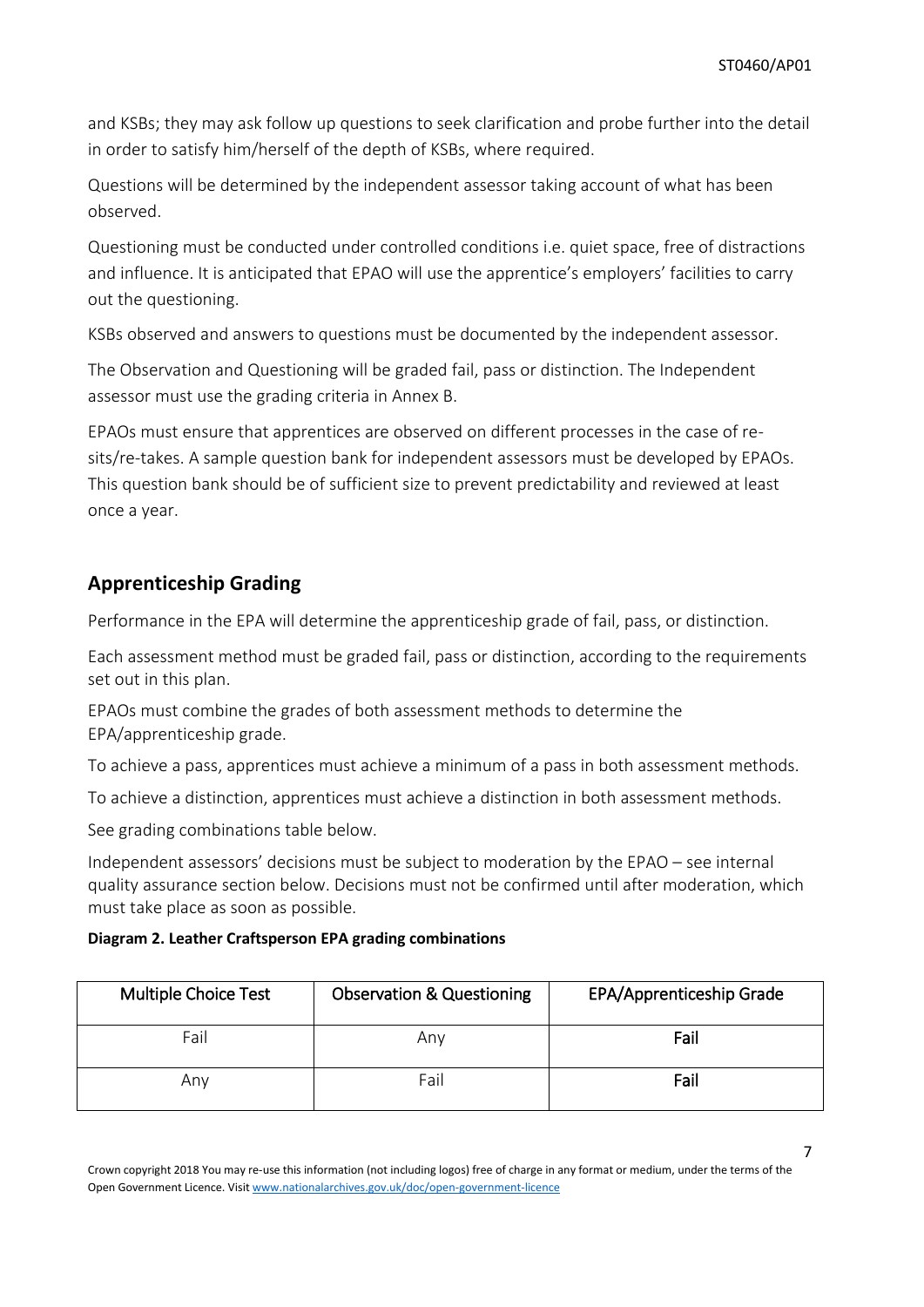and KSBs; they may ask follow up questions to seek clarification and probe further into the detail in order to satisfy him/herself of the depth of KSBs, where required.

Questions will be determined by the independent assessor taking account of what has been observed.

Questioning must be conducted under controlled conditions i.e. quiet space, free of distractions and influence. It is anticipated that EPAO will use the apprentice's employers' facilities to carry out the questioning.

KSBs observed and answers to questions must be documented by the independent assessor.

The Observation and Questioning will be graded fail, pass or distinction. The Independent assessor must use the grading criteria in Annex B.

EPAOs must ensure that apprentices are observed on different processes in the case of re-sits/re-takes. A sample question bank for independent assessors must be developed by EPAOs. This question bank should be of sufficient size to prevent predictability and reviewed at least once a year.

## Apprenticeship Grading

Performance in the EPA will determine the apprenticeship grade of fail, pass, or distinction.

Each assessment method must be graded fail, pass or distinction, according to the requirements set out in this plan.

EPAOs must combine the grades of both assessment methods to determine the EPA/apprenticeship grade.

To achieve a pass, apprentices must achieve a minimum of a pass in both assessment methods.

To achieve a distinction, apprentices must achieve a distinction in both assessment methods.

See grading combinations table below.

Independent assessors' decisions must be subject to moderation by the EPAO – see internal quality assurance section below. Decisions must not be confirmed until after moderation, which must take place as soon as possible.

**Diagram 2. Leather Craftsperson EPA grading combinations**

| Multiple Choice Test | Observation & Questioning | EPA/Apprenticeship Grade |
|---|---|---|
| Fail | Any | **Fail** |
| Any | Fail | **Fail** |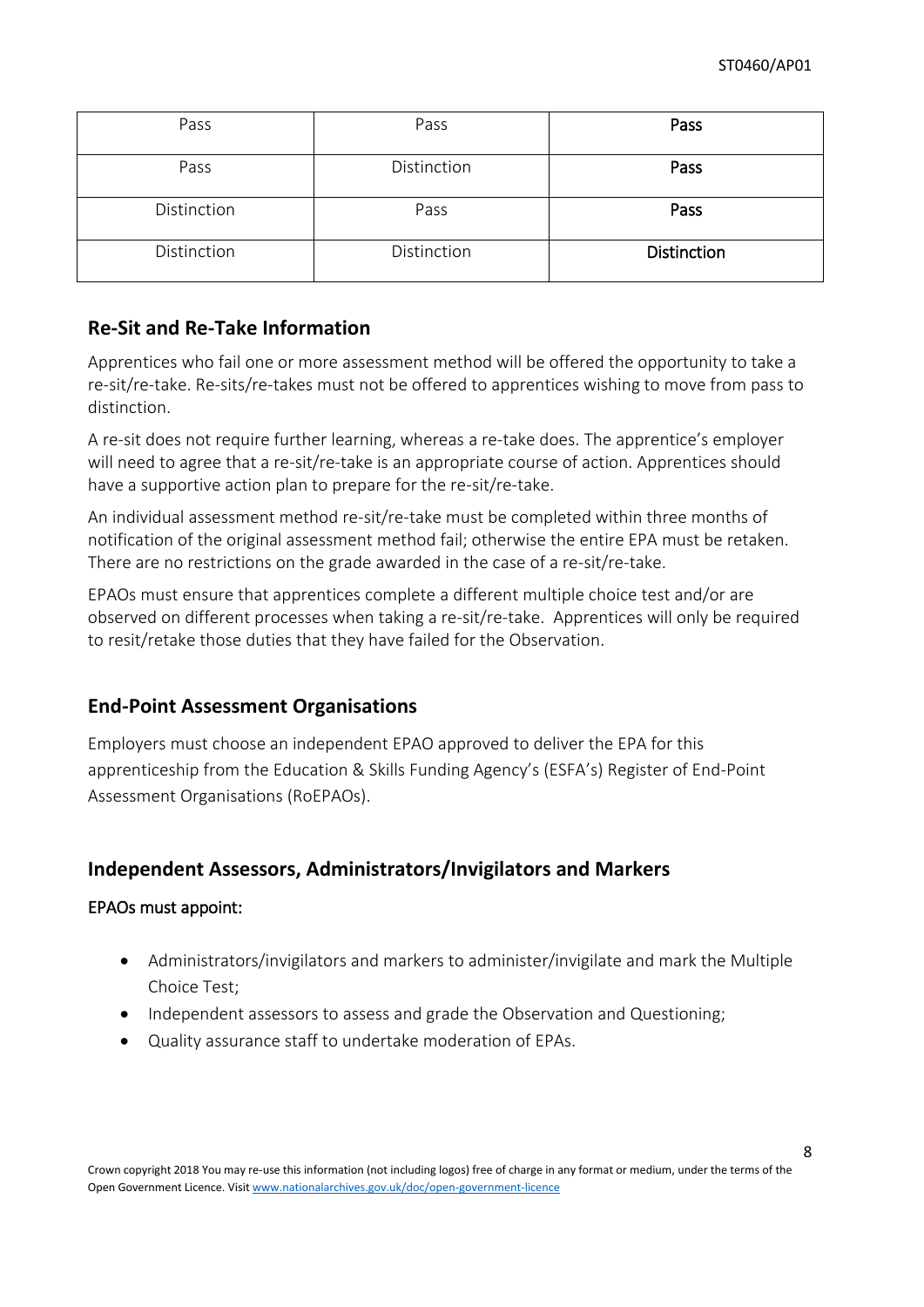| Pass | Pass | **Pass** |
|---|---|---|
| Pass | Distinction | **Pass** |
| Distinction | Pass | **Pass** |
| Distinction | Distinction | **Distinction** |

## Re-Sit and Re-Take Information

Apprentices who fail one or more assessment method will be offered the opportunity to take a re-sit/re-take. Re-sits/re-takes must not be offered to apprentices wishing to move from pass to distinction.

A re-sit does not require further learning, whereas a re-take does. The apprentice's employer will need to agree that a re-sit/re-take is an appropriate course of action. Apprentices should have a supportive action plan to prepare for the re-sit/re-take.

An individual assessment method re-sit/re-take must be completed within three months of notification of the original assessment method fail; otherwise the entire EPA must be retaken. There are no restrictions on the grade awarded in the case of a re-sit/re-take.

EPAOs must ensure that apprentices complete a different multiple choice test and/or are observed on different processes when taking a re-sit/re-take. Apprentices will only be required to resit/retake those duties that they have failed for the Observation.

## End-Point Assessment Organisations

Employers must choose an independent EPAO approved to deliver the EPA for this apprenticeship from the Education & Skills Funding Agency's (ESFA's) Register of End-Point Assessment Organisations (RoEPAOs).

## Independent Assessors, Administrators/Invigilators and Markers

EPAOs must appoint:

- Administrators/invigilators and markers to administer/invigilate and mark the Multiple Choice Test;
- Independent assessors to assess and grade the Observation and Questioning;
- Quality assurance staff to undertake moderation of EPAs.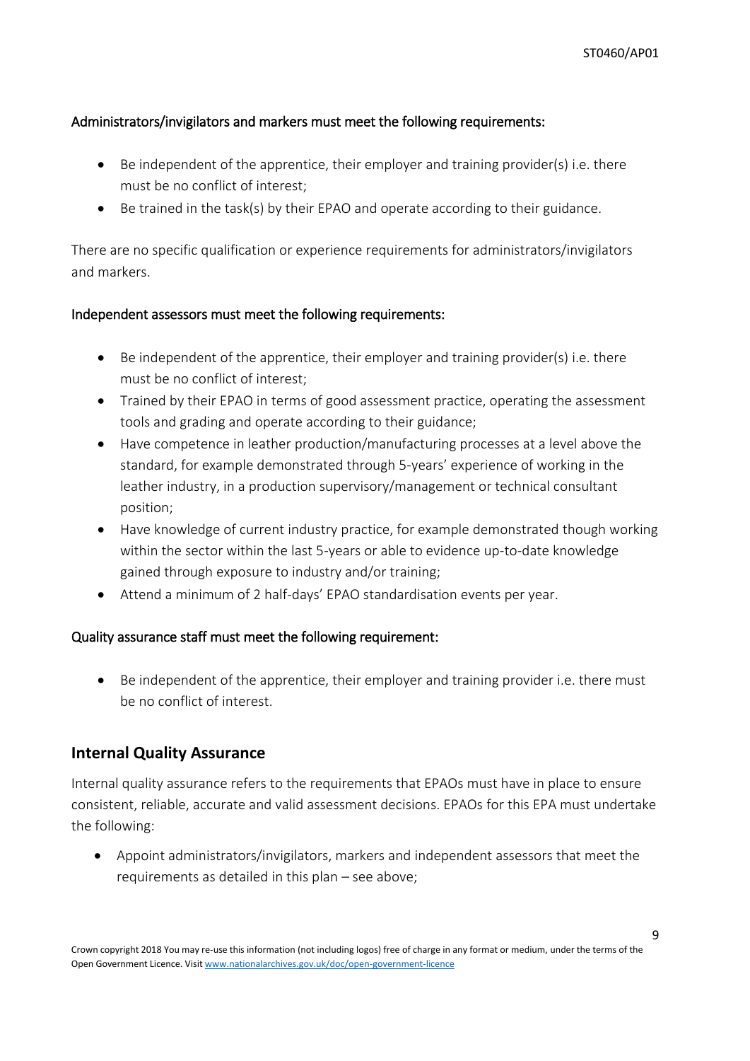Administrators/invigilators and markers must meet the following requirements:

- Be independent of the apprentice, their employer and training provider(s) i.e. there must be no conflict of interest;
- Be trained in the task(s) by their EPAO and operate according to their guidance.

There are no specific qualification or experience requirements for administrators/invigilators and markers.

Independent assessors must meet the following requirements:

- Be independent of the apprentice, their employer and training provider(s) i.e. there must be no conflict of interest;
- Trained by their EPAO in terms of good assessment practice, operating the assessment tools and grading and operate according to their guidance;
- Have competence in leather production/manufacturing processes at a level above the standard, for example demonstrated through 5-years' experience of working in the leather industry, in a production supervisory/management or technical consultant position;
- Have knowledge of current industry practice, for example demonstrated though working within the sector within the last 5-years or able to evidence up-to-date knowledge gained through exposure to industry and/or training;
- Attend a minimum of 2 half-days' EPAO standardisation events per year.

Quality assurance staff must meet the following requirement:

- Be independent of the apprentice, their employer and training provider i.e. there must be no conflict of interest.

## Internal Quality Assurance

Internal quality assurance refers to the requirements that EPAOs must have in place to ensure consistent, reliable, accurate and valid assessment decisions. EPAOs for this EPA must undertake the following:

- Appoint administrators/invigilators, markers and independent assessors that meet the requirements as detailed in this plan – see above;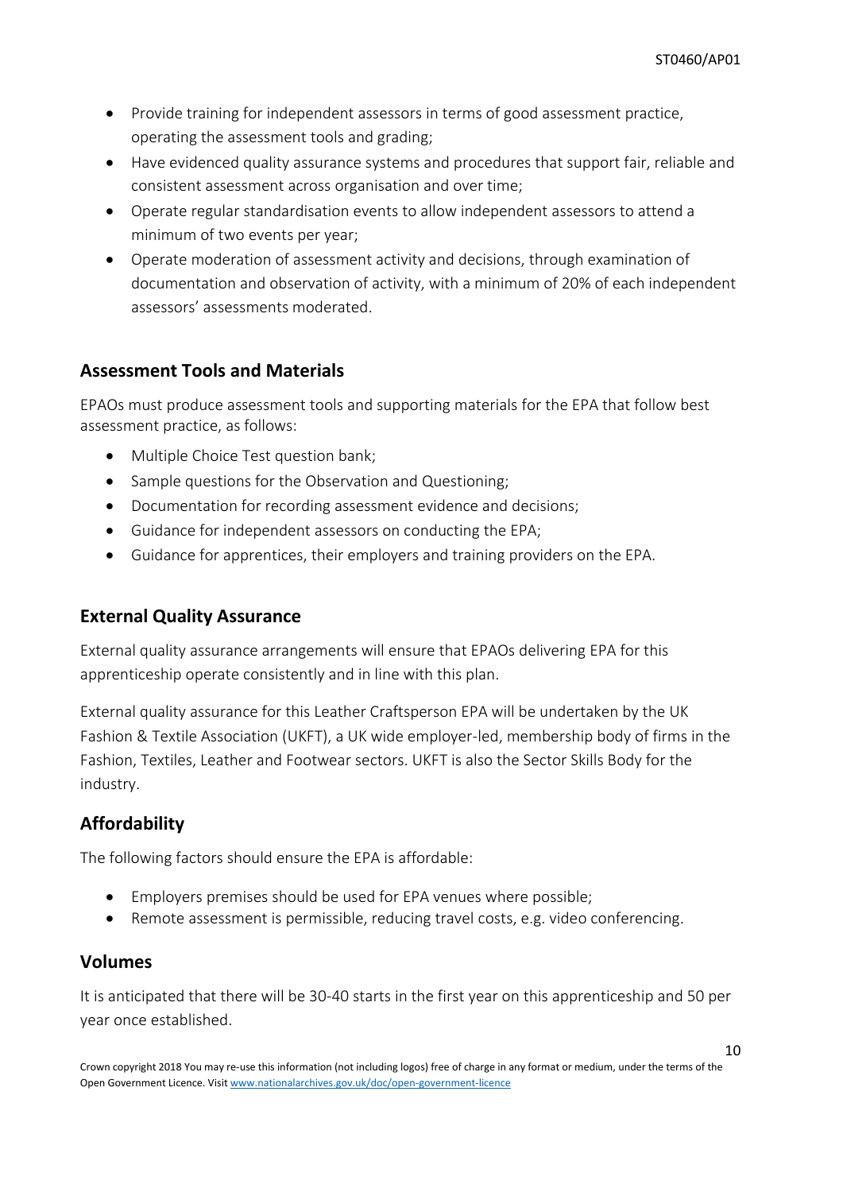- Provide training for independent assessors in terms of good assessment practice, operating the assessment tools and grading;
- Have evidenced quality assurance systems and procedures that support fair, reliable and consistent assessment across organisation and over time;
- Operate regular standardisation events to allow independent assessors to attend a minimum of two events per year;
- Operate moderation of assessment activity and decisions, through examination of documentation and observation of activity, with a minimum of 20% of each independent assessors' assessments moderated.

## Assessment Tools and Materials

EPAOs must produce assessment tools and supporting materials for the EPA that follow best assessment practice, as follows:

- Multiple Choice Test question bank;
- Sample questions for the Observation and Questioning;
- Documentation for recording assessment evidence and decisions;
- Guidance for independent assessors on conducting the EPA;
- Guidance for apprentices, their employers and training providers on the EPA.

## External Quality Assurance

External quality assurance arrangements will ensure that EPAOs delivering EPA for this apprenticeship operate consistently and in line with this plan.

External quality assurance for this Leather Craftsperson EPA will be undertaken by the UK Fashion & Textile Association (UKFT), a UK wide employer-led, membership body of firms in the Fashion, Textiles, Leather and Footwear sectors. UKFT is also the Sector Skills Body for the industry.

## Affordability

The following factors should ensure the EPA is affordable:

- Employers premises should be used for EPA venues where possible;
- Remote assessment is permissible, reducing travel costs, e.g. video conferencing.

## Volumes

It is anticipated that there will be 30-40 starts in the first year on this apprenticeship and 50 per year once established.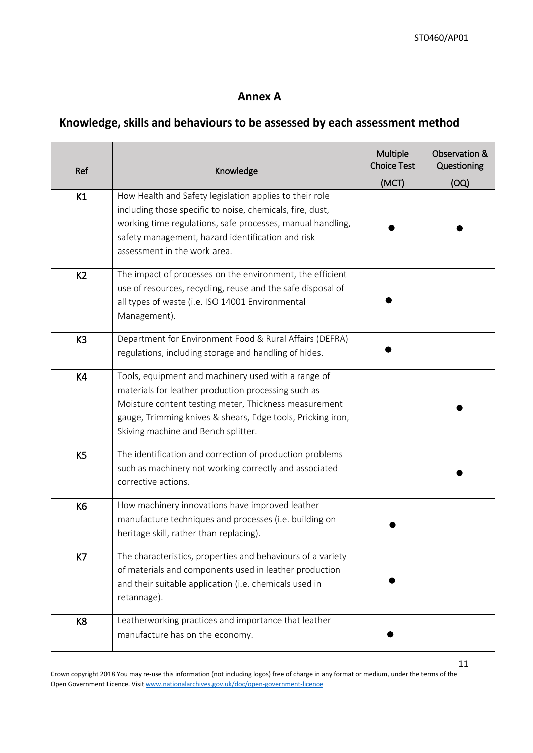# Annex A

## Knowledge, skills and behaviours to be assessed by each assessment method

| Ref | Knowledge | Multiple Choice Test (MCT) | Observation & Questioning (OQ) |
|---|---|---|---|
| K1 | How Health and Safety legislation applies to their role including those specific to noise, chemicals, fire, dust, working time regulations, safe processes, manual handling, safety management, hazard identification and risk assessment in the work area. | ● | ● |
| K2 | The impact of processes on the environment, the efficient use of resources, recycling, reuse and the safe disposal of all types of waste (i.e. ISO 14001 Environmental Management). | ● | |
| K3 | Department for Environment Food & Rural Affairs (DEFRA) regulations, including storage and handling of hides. | ● | |
| K4 | Tools, equipment and machinery used with a range of materials for leather production processing such as Moisture content testing meter, Thickness measurement gauge, Trimming knives & shears, Edge tools, Pricking iron, Skiving machine and Bench splitter. | | ● |
| K5 | The identification and correction of production problems such as machinery not working correctly and associated corrective actions. | | ● |
| K6 | How machinery innovations have improved leather manufacture techniques and processes (i.e. building on heritage skill, rather than replacing). | ● | |
| K7 | The characteristics, properties and behaviours of a variety of materials and components used in leather production and their suitable application (i.e. chemicals used in retannage). | ● | |
| K8 | Leatherworking practices and importance that leather manufacture has on the economy. | ● | |

Crown copyright 2018 You may re-use this information (not including logos) free of charge in any format or medium, under the terms of the Open Government Licence. Visit www.nationalarchives.gov.uk/doc/open-government-licence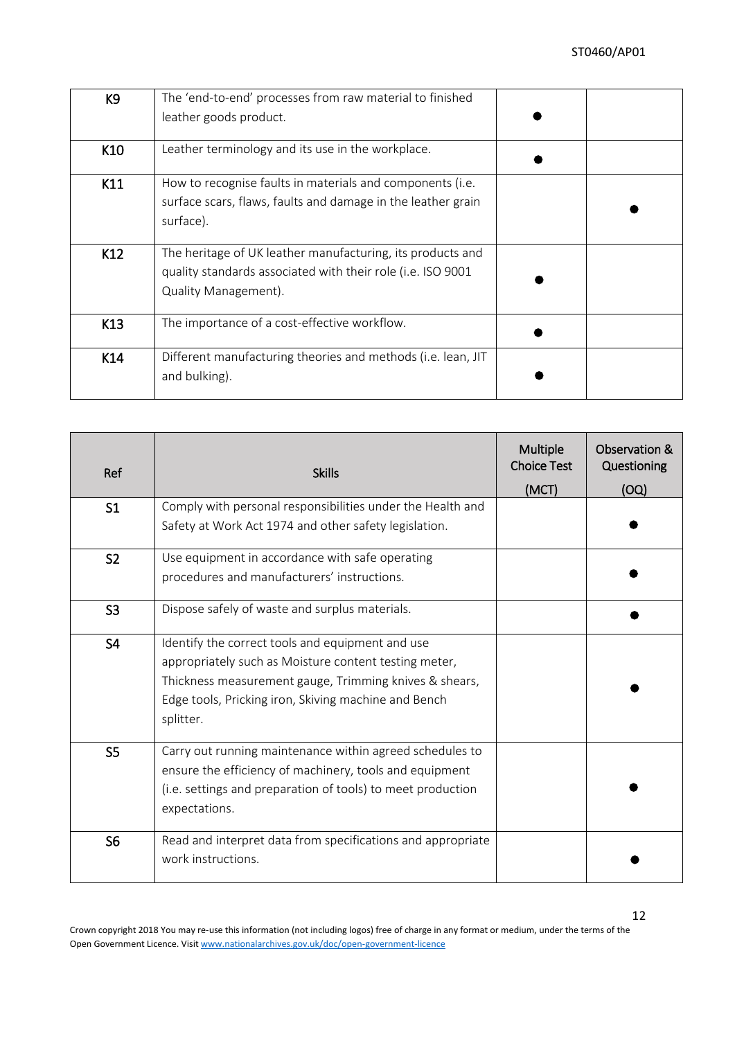| | | | |
|---|---|---|---|
| K9 | The 'end-to-end' processes from raw material to finished leather goods product. | ● | |
| K10 | Leather terminology and its use in the workplace. | ● | |
| K11 | How to recognise faults in materials and components (i.e. surface scars, flaws, faults and damage in the leather grain surface). | | ● |
| K12 | The heritage of UK leather manufacturing, its products and quality standards associated with their role (i.e. ISO 9001 Quality Management). | ● | |
| K13 | The importance of a cost-effective workflow. | ● | |
| K14 | Different manufacturing theories and methods (i.e. lean, JIT and bulking). | ● | |

| Ref | Skills | Multiple Choice Test (MCT) | Observation & Questioning (OQ) |
|---|---|---|---|
| S1 | Comply with personal responsibilities under the Health and Safety at Work Act 1974 and other safety legislation. | | ● |
| S2 | Use equipment in accordance with safe operating procedures and manufacturers' instructions. | | ● |
| S3 | Dispose safely of waste and surplus materials. | | ● |
| S4 | Identify the correct tools and equipment and use appropriately such as Moisture content testing meter, Thickness measurement gauge, Trimming knives & shears, Edge tools, Pricking iron, Skiving machine and Bench splitter. | | ● |
| S5 | Carry out running maintenance within agreed schedules to ensure the efficiency of machinery, tools and equipment (i.e. settings and preparation of tools) to meet production expectations. | | ● |
| S6 | Read and interpret data from specifications and appropriate work instructions. | | ● |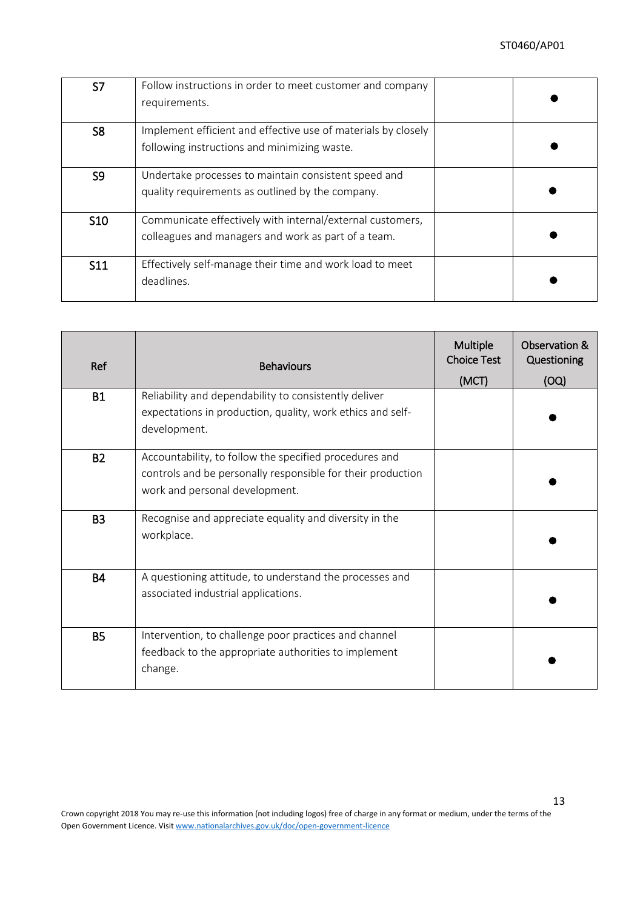| S7 | Follow instructions in order to meet customer and company requirements. | | ● |
|---|---|---|---|
| S8 | Implement efficient and effective use of materials by closely following instructions and minimizing waste. | | ● |
| S9 | Undertake processes to maintain consistent speed and quality requirements as outlined by the company. | | ● |
| S10 | Communicate effectively with internal/external customers, colleagues and managers and work as part of a team. | | ● |
| S11 | Effectively self-manage their time and work load to meet deadlines. | | ● |

| Ref | Behaviours | Multiple Choice Test (MCT) | Observation & Questioning (OQ) |
|---|---|---|---|
| B1 | Reliability and dependability to consistently deliver expectations in production, quality, work ethics and self-development. | | ● |
| B2 | Accountability, to follow the specified procedures and controls and be personally responsible for their production work and personal development. | | ● |
| B3 | Recognise and appreciate equality and diversity in the workplace. | | ● |
| B4 | A questioning attitude, to understand the processes and associated industrial applications. | | ● |
| B5 | Intervention, to challenge poor practices and channel feedback to the appropriate authorities to implement change. | | ● |

Crown copyright 2018 You may re-use this information (not including logos) free of charge in any format or medium, under the terms of the Open Government Licence. Visit www.nationalarchives.gov.uk/doc/open-government-licence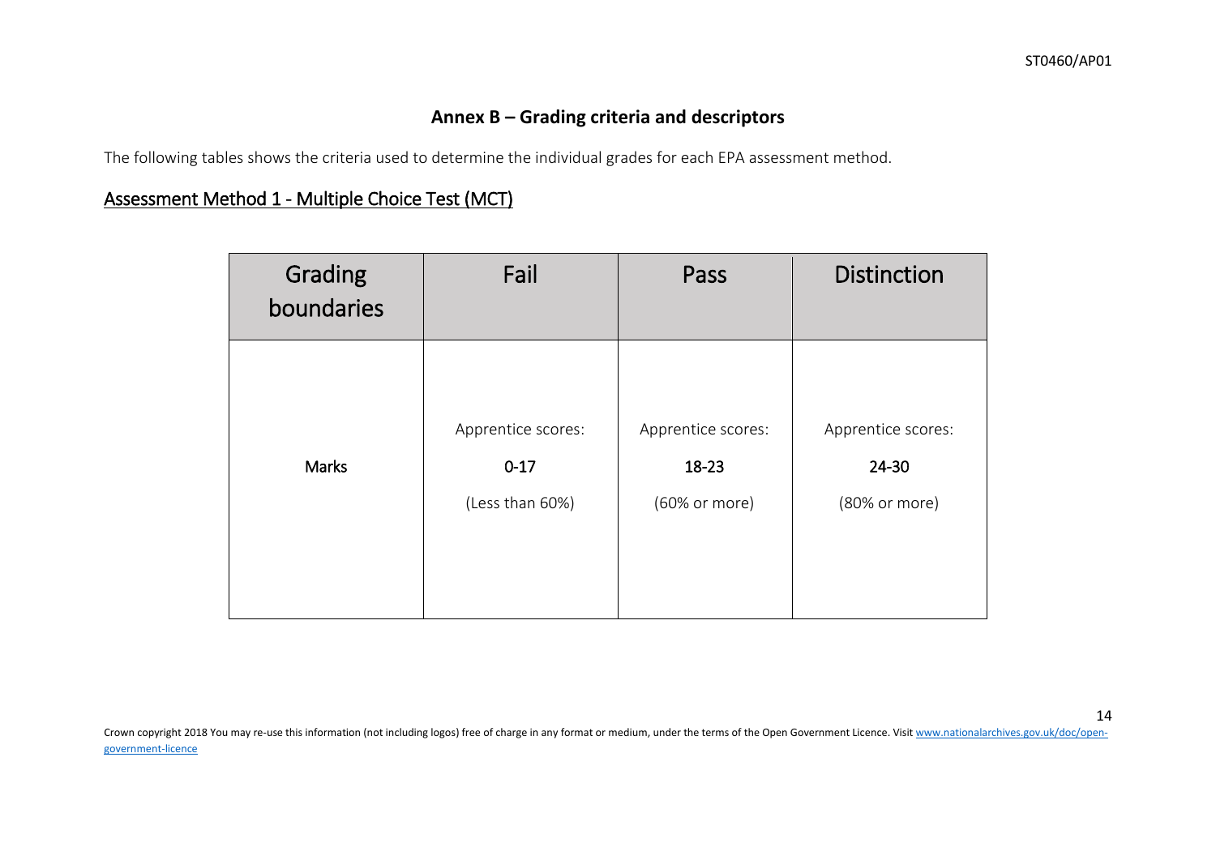## Annex B – Grading criteria and descriptors

The following tables shows the criteria used to determine the individual grades for each EPA assessment method.

### Assessment Method 1 - Multiple Choice Test (MCT)

| Grading boundaries | Fail | Pass | Distinction |
|---|---|---|---|
| Marks | Apprentice scores: 0-17 (Less than 60%) | Apprentice scores: 18-23 (60% or more) | Apprentice scores: 24-30 (80% or more) |

Crown copyright 2018 You may re-use this information (not including logos) free of charge in any format or medium, under the terms of the Open Government Licence. Visit www.nationalarchives.gov.uk/doc/open-government-licence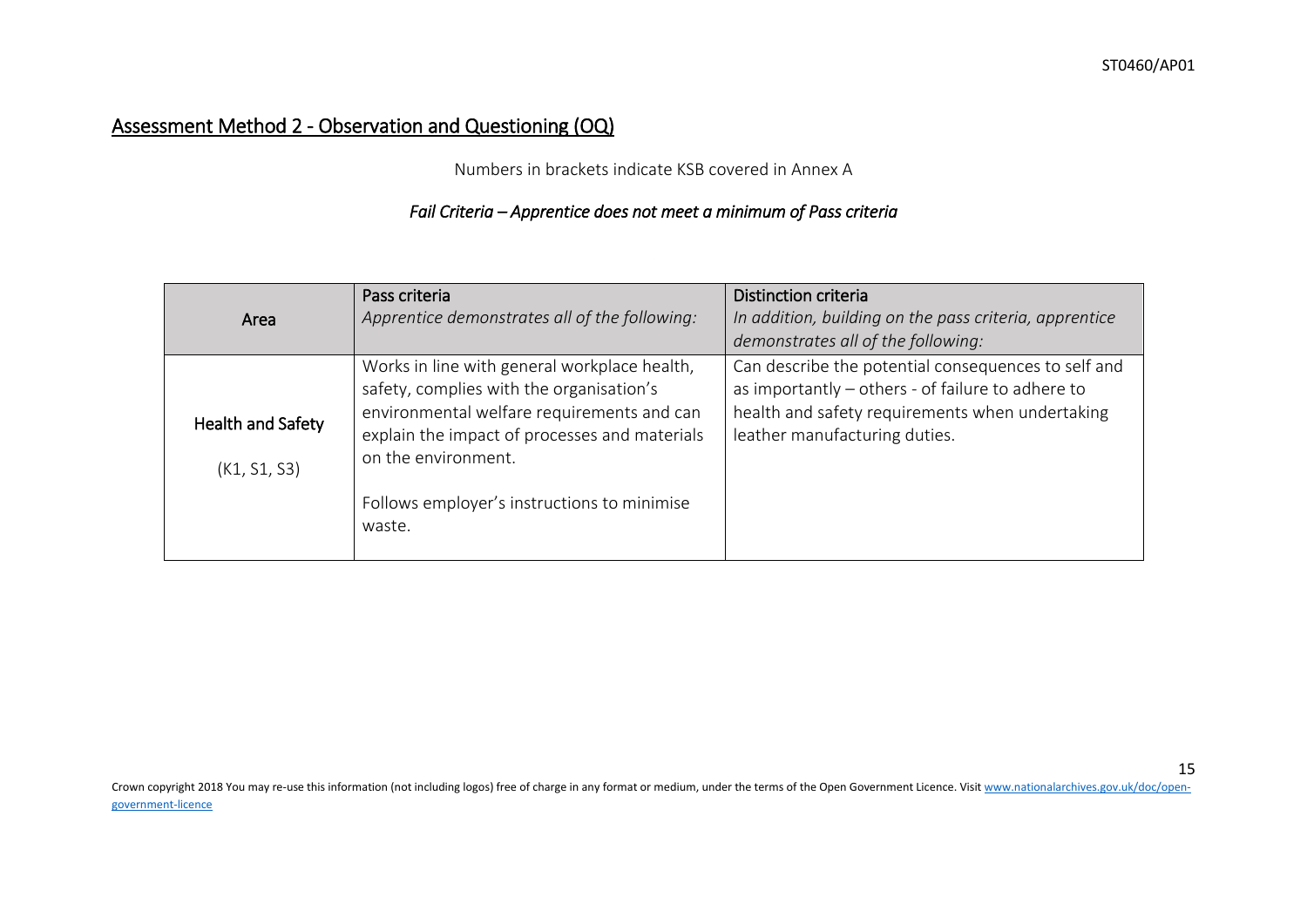## Assessment Method 2 - Observation and Questioning (OQ)

Numbers in brackets indicate KSB covered in Annex A

*Fail Criteria – Apprentice does not meet a minimum of Pass criteria*

| Area | Pass criteria<br>*Apprentice demonstrates all of the following:* | Distinction criteria<br>*In addition, building on the pass criteria, apprentice demonstrates all of the following:* |
|---|---|---|
| Health and Safety<br>(K1, S1, S3) | Works in line with general workplace health, safety, complies with the organisation's environmental welfare requirements and can explain the impact of processes and materials on the environment.<br><br>Follows employer's instructions to minimise waste. | Can describe the potential consequences to self and as importantly – others - of failure to adhere to health and safety requirements when undertaking leather manufacturing duties. |

Crown copyright 2018 You may re-use this information (not including logos) free of charge in any format or medium, under the terms of the Open Government Licence. Visit www.nationalarchives.gov.uk/doc/open-government-licence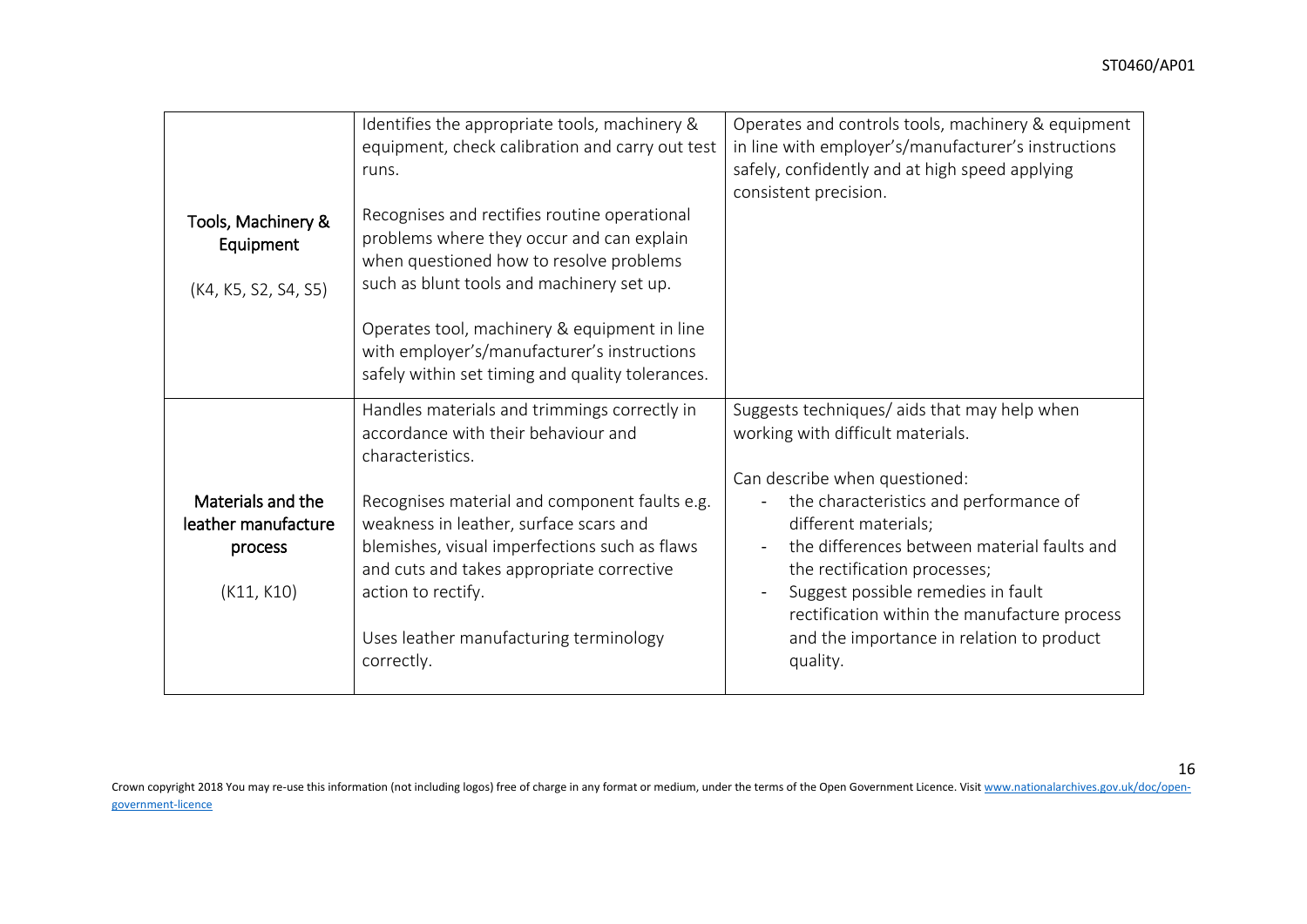| | | |
|---|---|---|
| Tools, Machinery & Equipment<br><br>(K4, K5, S2, S4, S5) | Identifies the appropriate tools, machinery & equipment, check calibration and carry out test runs.<br><br>Recognises and rectifies routine operational problems where they occur and can explain when questioned how to resolve problems such as blunt tools and machinery set up.<br><br>Operates tool, machinery & equipment in line with employer's/manufacturer's instructions safely within set timing and quality tolerances. | Operates and controls tools, machinery & equipment in line with employer's/manufacturer's instructions safely, confidently and at high speed applying consistent precision. |
| Materials and the leather manufacture process<br><br>(K11, K10) | Handles materials and trimmings correctly in accordance with their behaviour and characteristics.<br><br>Recognises material and component faults e.g. weakness in leather, surface scars and blemishes, visual imperfections such as flaws and cuts and takes appropriate corrective action to rectify.<br><br>Uses leather manufacturing terminology correctly. | Suggests techniques/ aids that may help when working with difficult materials.<br><br>Can describe when questioned:<br>- the characteristics and performance of different materials;<br>- the differences between material faults and the rectification processes;<br>- Suggest possible remedies in fault rectification within the manufacture process and the importance in relation to product quality. |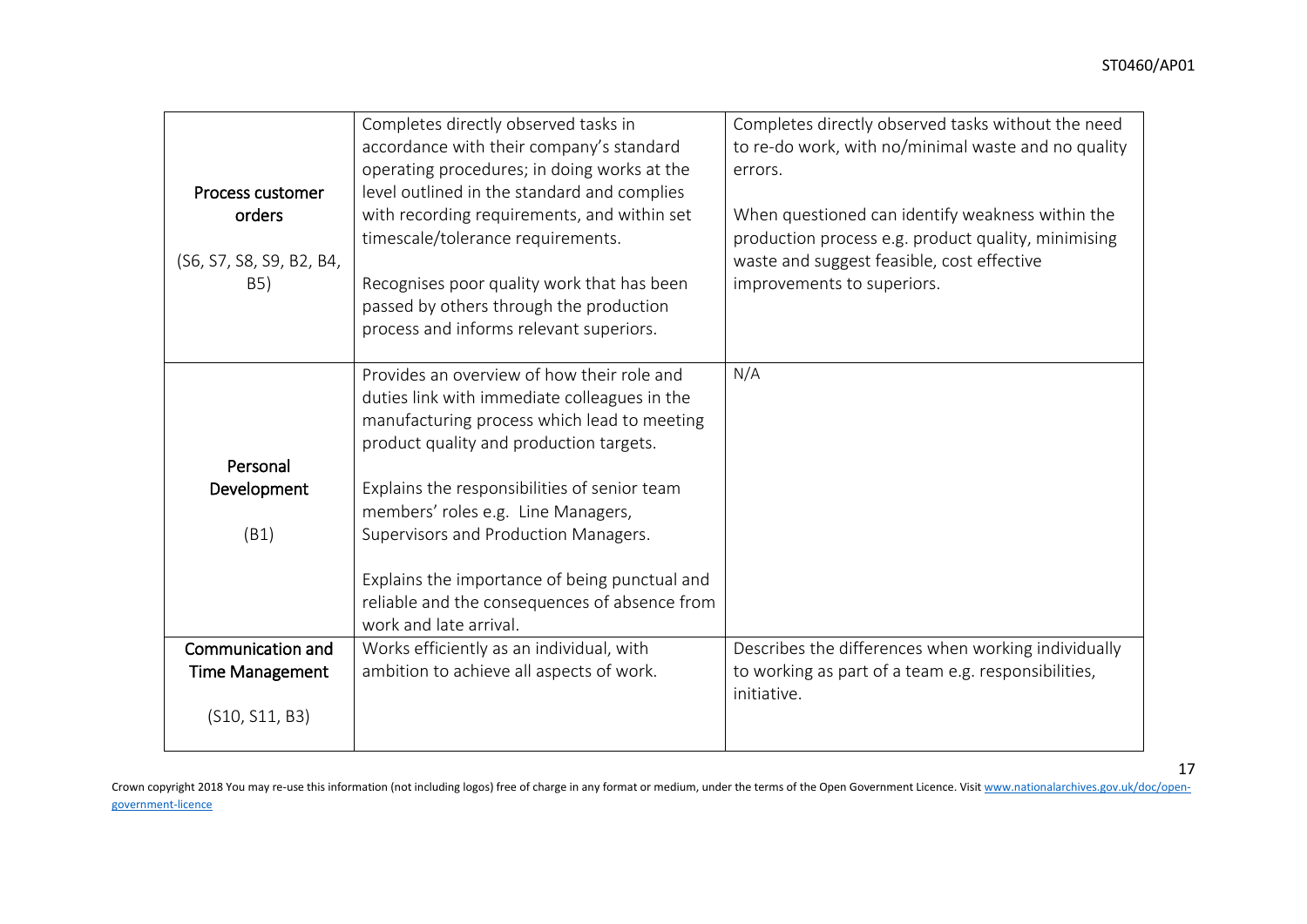| | | |
|---|---|---|
| Process customer orders<br><br>(S6, S7, S8, S9, B2, B4, B5) | Completes directly observed tasks in accordance with their company's standard operating procedures; in doing works at the level outlined in the standard and complies with recording requirements, and within set timescale/tolerance requirements.<br><br>Recognises poor quality work that has been passed by others through the production process and informs relevant superiors. | Completes directly observed tasks without the need to re-do work, with no/minimal waste and no quality errors.<br><br>When questioned can identify weakness within the production process e.g. product quality, minimising waste and suggest feasible, cost effective improvements to superiors. |
| Personal Development<br><br>(B1) | Provides an overview of how their role and duties link with immediate colleagues in the manufacturing process which lead to meeting product quality and production targets.<br><br>Explains the responsibilities of senior team members' roles e.g. Line Managers, Supervisors and Production Managers.<br><br>Explains the importance of being punctual and reliable and the consequences of absence from work and late arrival. | N/A |
| Communication and Time Management<br><br>(S10, S11, B3) | Works efficiently as an individual, with ambition to achieve all aspects of work. | Describes the differences when working individually to working as part of a team e.g. responsibilities, initiative. |

Crown copyright 2018 You may re-use this information (not including logos) free of charge in any format or medium, under the terms of the Open Government Licence. Visit www.nationalarchives.gov.uk/doc/open-government-licence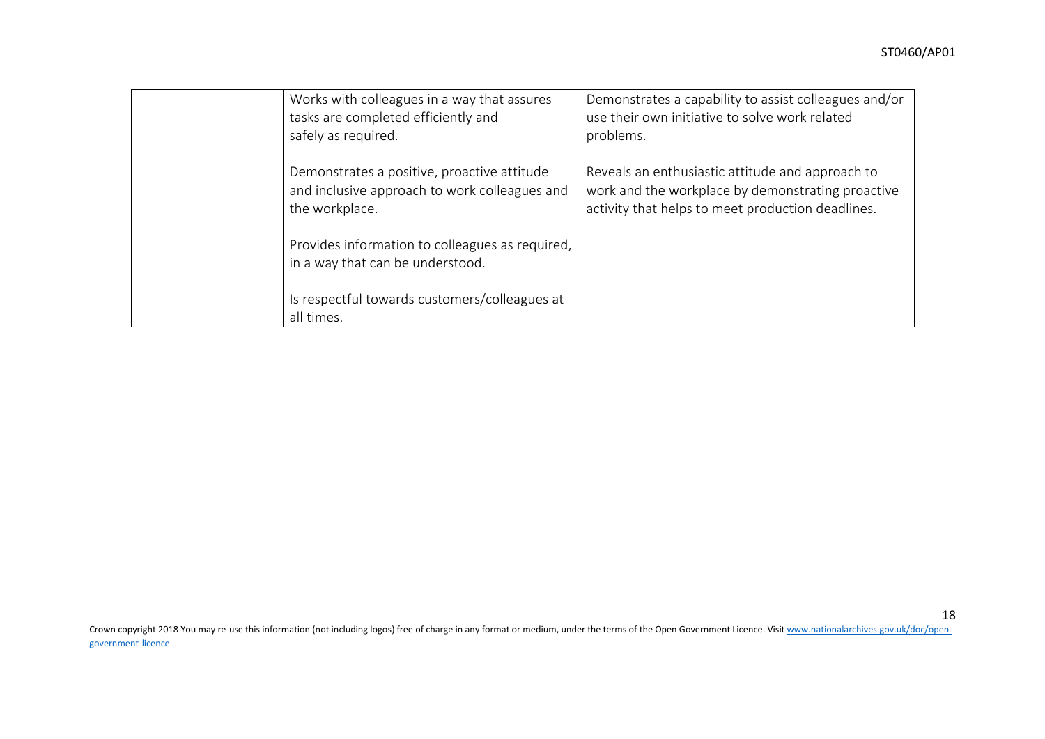| | | |
|---|---|---|
| | Works with colleagues in a way that assures tasks are completed efficiently and safely as required.<br><br>Demonstrates a positive, proactive attitude and inclusive approach to work colleagues and the workplace.<br><br>Provides information to colleagues as required, in a way that can be understood.<br><br>Is respectful towards customers/colleagues at all times. | Demonstrates a capability to assist colleagues and/or use their own initiative to solve work related problems.<br><br>Reveals an enthusiastic attitude and approach to work and the workplace by demonstrating proactive activity that helps to meet production deadlines. |

Crown copyright 2018 You may re-use this information (not including logos) free of charge in any format or medium, under the terms of the Open Government Licence. Visit www.nationalarchives.gov.uk/doc/open-government-licence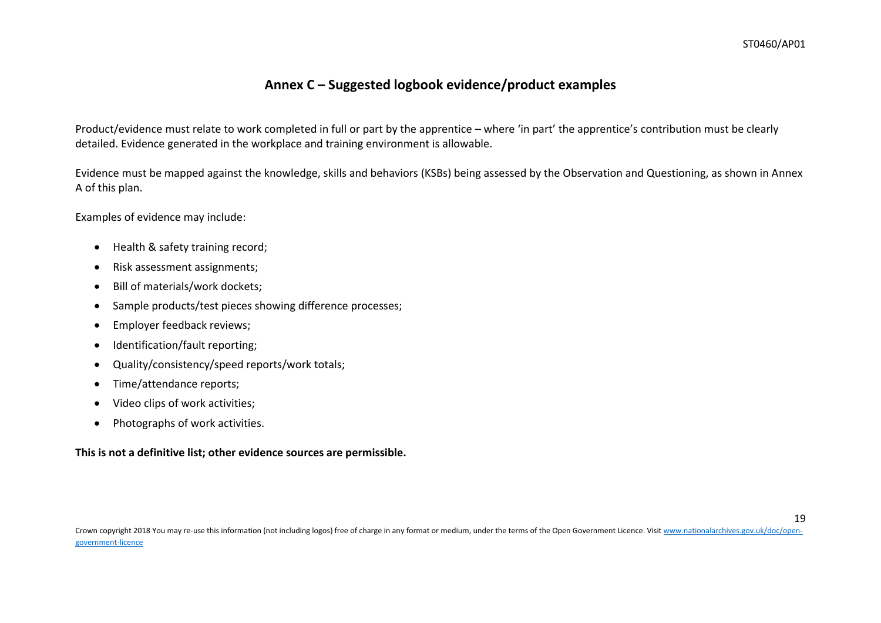## Annex C – Suggested logbook evidence/product examples

Product/evidence must relate to work completed in full or part by the apprentice – where 'in part' the apprentice's contribution must be clearly detailed. Evidence generated in the workplace and training environment is allowable.

Evidence must be mapped against the knowledge, skills and behaviors (KSBs) being assessed by the Observation and Questioning, as shown in Annex A of this plan.

Examples of evidence may include:

- Health & safety training record;
- Risk assessment assignments;
- Bill of materials/work dockets;
- Sample products/test pieces showing difference processes;
- Employer feedback reviews;
- Identification/fault reporting;
- Quality/consistency/speed reports/work totals;
- Time/attendance reports;
- Video clips of work activities;
- Photographs of work activities.

**This is not a definitive list; other evidence sources are permissible.**